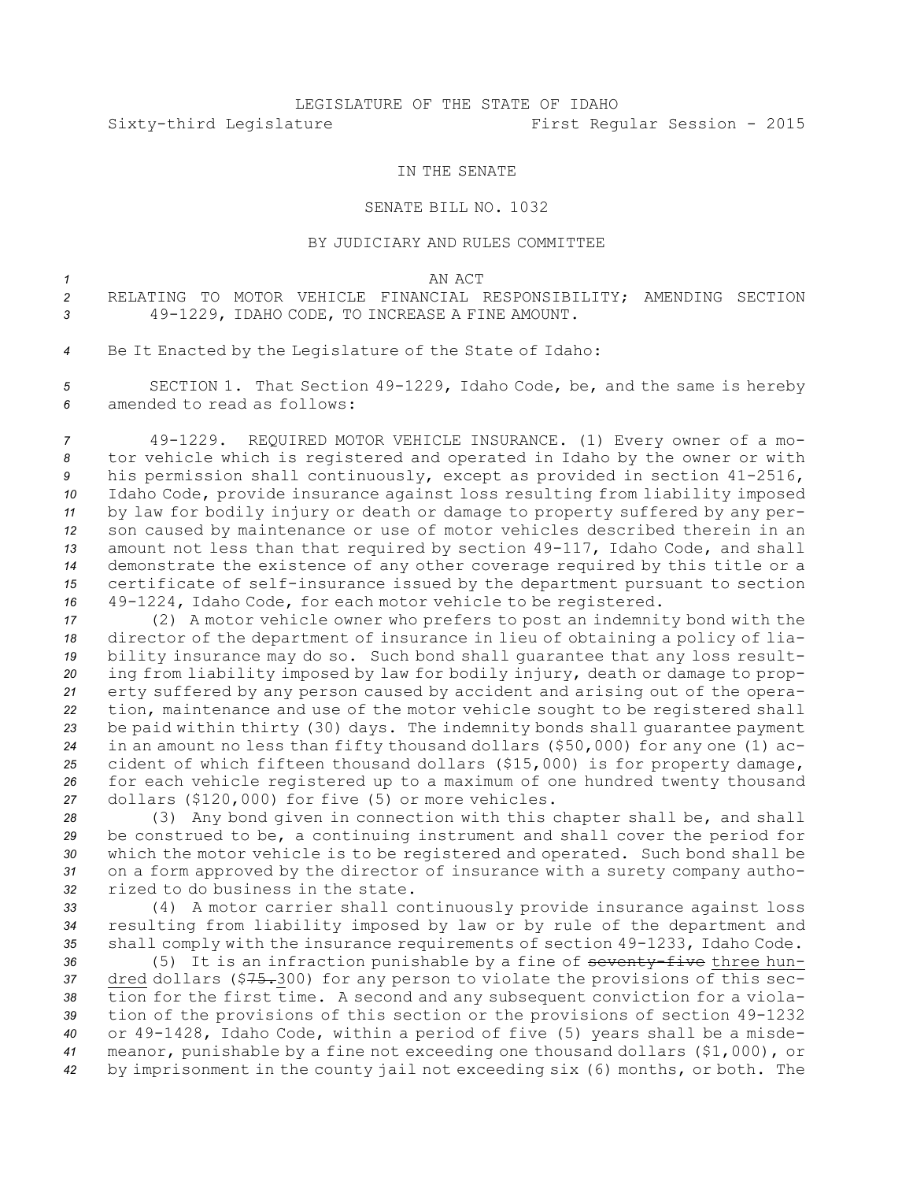LEGISLATURE OF THE STATE OF IDAHO

Sixty-third Legislature First Regular Session - 2015

IN THE SENATE

SENATE BILL NO. 1032

BY JUDICIARY AND RULES COMMITTEE

AN ACT

RELATING TO MOTOR VEHICLE FINANCIAL RESPONSIBILITY; AMENDING SECTION 49-1229, IDAHO CODE, TO INCREASE A FINE AMOUNT.

Be It Enacted by the Legislature of the State of Idaho:

SECTION 1. That Section 49-1229, Idaho Code, be, and the same is hereby amended to read as follows:

49-1229. REQUIRED MOTOR VEHICLE INSURANCE. (1) Every owner of a motor vehicle which is registered and operated in Idaho by the owner or with his permission shall continuously, except as provided in section 41-2516, Idaho Code, provide insurance against loss resulting from liability imposed by law for bodily injury or death or damage to property suffered by any person caused by maintenance or use of motor vehicles described therein in an amount not less than that required by section 49-117, Idaho Code, and shall demonstrate the existence of any other coverage required by this title or a certificate of self-insurance issued by the department pursuant to section 49-1224, Idaho Code, for each motor vehicle to be registered.

(2) A motor vehicle owner who prefers to post an indemnity bond with the director of the department of insurance in lieu of obtaining a policy of liability insurance may do so. Such bond shall guarantee that any loss resulting from liability imposed by law for bodily injury, death or damage to property suffered by any person caused by accident and arising out of the operation, maintenance and use of the motor vehicle sought to be registered shall be paid within thirty (30) days. The indemnity bonds shall guarantee payment in an amount no less than fifty thousand dollars ($50,000) for any one (1) accident of which fifteen thousand dollars ($15,000) is for property damage, for each vehicle registered up to a maximum of one hundred twenty thousand dollars ($120,000) for five (5) or more vehicles.

(3) Any bond given in connection with this chapter shall be, and shall be construed to be, a continuing instrument and shall cover the period for which the motor vehicle is to be registered and operated. Such bond shall be on a form approved by the director of insurance with a surety company authorized to do business in the state.

(4) A motor carrier shall continuously provide insurance against loss resulting from liability imposed by law or by rule of the department and shall comply with the insurance requirements of section 49-1233, Idaho Code.

(5) It is an infraction punishable by a fine of ~~seventy-five~~ <u>three hundred</u> dollars ($~~75.~~<u>300</u>) for any person to violate the provisions of this section for the first time. A second and any subsequent conviction for a violation of the provisions of this section or the provisions of section 49-1232 or 49-1428, Idaho Code, within a period of five (5) years shall be a misdemeanor, punishable by a fine not exceeding one thousand dollars ($1,000), or by imprisonment in the county jail not exceeding six (6) months, or both. The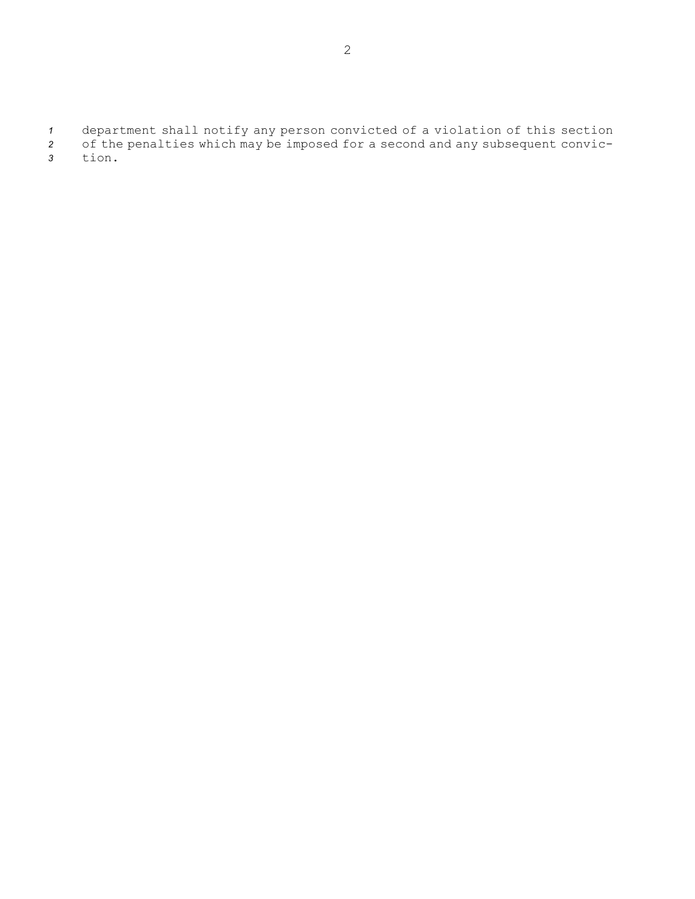department shall notify any person convicted of a violation of this section of the penalties which may be imposed for a second and any subsequent conviction.